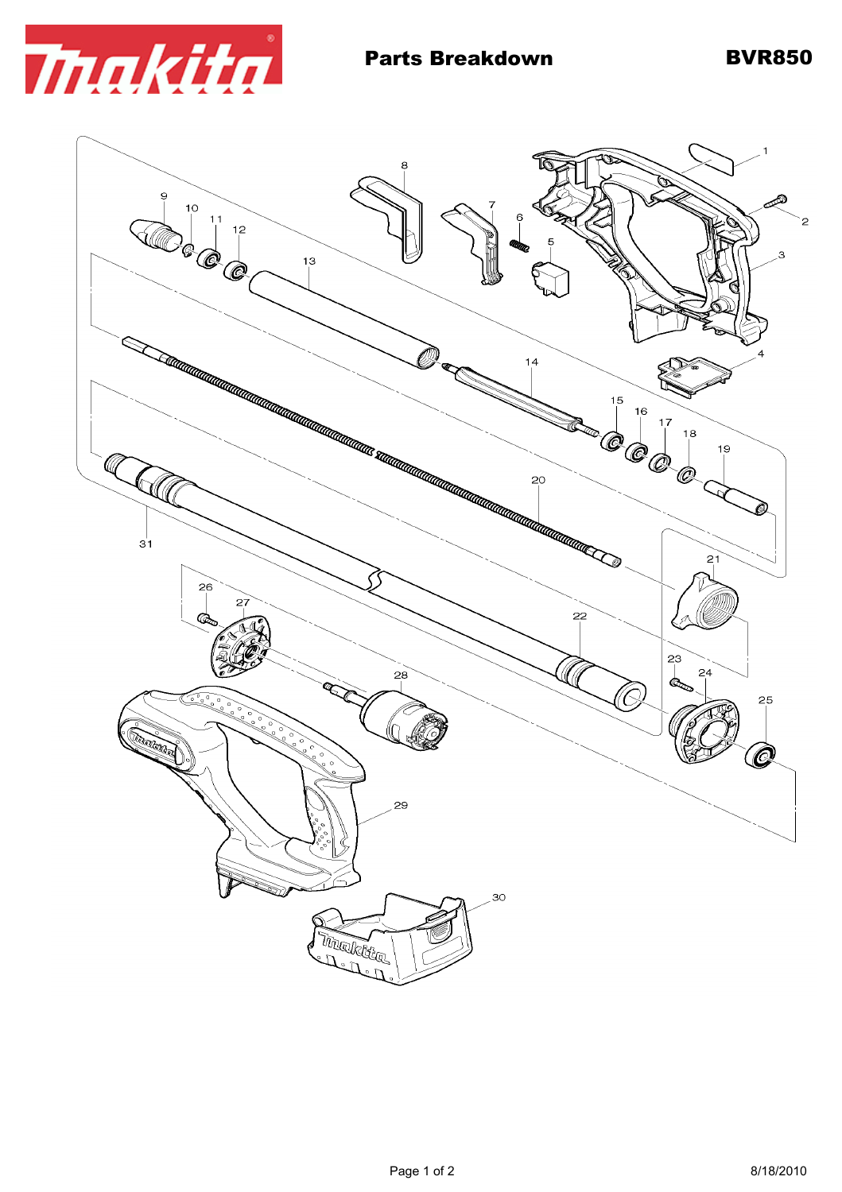# Parts Breakdown

## BVR850

1
2
3
4
5
6
7
8
9
10
11
12
13
14
15
16
17
18
19
20
21
22
23
24
25
26
27
28
29
30
31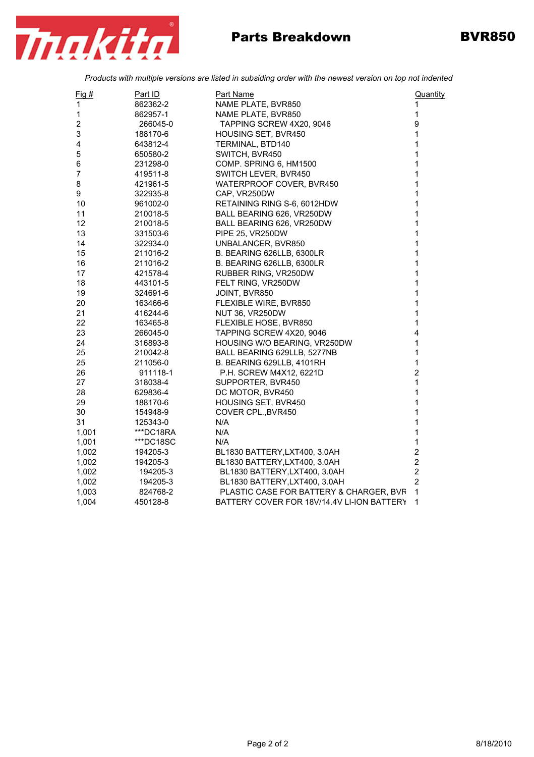# Parts Breakdown

# BVR850

*Products with multiple versions are listed in subsiding order with the newest version on top not indented*

| Fig # | Part ID | Part Name | Quantity |
|---|---|---|---|
| 1 | 862362-2 | NAME PLATE, BVR850 | 1 |
| 1 | 862957-1 | NAME PLATE, BVR850 | 1 |
| 2 | 266045-0 | TAPPING SCREW 4X20, 9046 | 9 |
| 3 | 188170-6 | HOUSING SET, BVR450 | 1 |
| 4 | 643812-4 | TERMINAL, BTD140 | 1 |
| 5 | 650580-2 | SWITCH, BVR450 | 1 |
| 6 | 231298-0 | COMP. SPRING 6, HM1500 | 1 |
| 7 | 419511-8 | SWITCH LEVER, BVR450 | 1 |
| 8 | 421961-5 | WATERPROOF COVER, BVR450 | 1 |
| 9 | 322935-8 | CAP, VR250DW | 1 |
| 10 | 961002-0 | RETAINING RING S-6, 6012HDW | 1 |
| 11 | 210018-5 | BALL BEARING 626, VR250DW | 1 |
| 12 | 210018-5 | BALL BEARING 626, VR250DW | 1 |
| 13 | 331503-6 | PIPE 25, VR250DW | 1 |
| 14 | 322934-0 | UNBALANCER, BVR850 | 1 |
| 15 | 211016-2 | B. BEARING 626LLB, 6300LR | 1 |
| 16 | 211016-2 | B. BEARING 626LLB, 6300LR | 1 |
| 17 | 421578-4 | RUBBER RING, VR250DW | 1 |
| 18 | 443101-5 | FELT RING, VR250DW | 1 |
| 19 | 324691-6 | JOINT, BVR850 | 1 |
| 20 | 163466-6 | FLEXIBLE WIRE, BVR850 | 1 |
| 21 | 416244-6 | NUT 36, VR250DW | 1 |
| 22 | 163465-8 | FLEXIBLE HOSE, BVR850 | 1 |
| 23 | 266045-0 | TAPPING SCREW 4X20, 9046 | 4 |
| 24 | 316893-8 | HOUSING W/O BEARING, VR250DW | 1 |
| 25 | 210042-8 | BALL BEARING 629LLB, 5277NB | 1 |
| 25 | 211056-0 | B. BEARING 629LLB, 4101RH | 1 |
| 26 | 911118-1 | P.H. SCREW M4X12, 6221D | 2 |
| 27 | 318038-4 | SUPPORTER, BVR450 | 1 |
| 28 | 629836-4 | DC MOTOR, BVR450 | 1 |
| 29 | 188170-6 | HOUSING SET, BVR450 | 1 |
| 30 | 154948-9 | COVER CPL.,BVR450 | 1 |
| 31 | 125343-0 | N/A | 1 |
| 1,001 | ***DC18RA | N/A | 1 |
| 1,001 | ***DC18SC | N/A | 1 |
| 1,002 | 194205-3 | BL1830 BATTERY,LXT400, 3.0AH | 2 |
| 1,002 | 194205-3 | BL1830 BATTERY,LXT400, 3.0AH | 2 |
| 1,002 | 194205-3 | BL1830 BATTERY,LXT400, 3.0AH | 2 |
| 1,002 | 194205-3 | BL1830 BATTERY,LXT400, 3.0AH | 2 |
| 1,003 | 824768-2 | PLASTIC CASE FOR BATTERY & CHARGER, BVR | 1 |
| 1,004 | 450128-8 | BATTERY COVER FOR 18V/14.4V LI-ION BATTERY | 1 |

8/18/2010